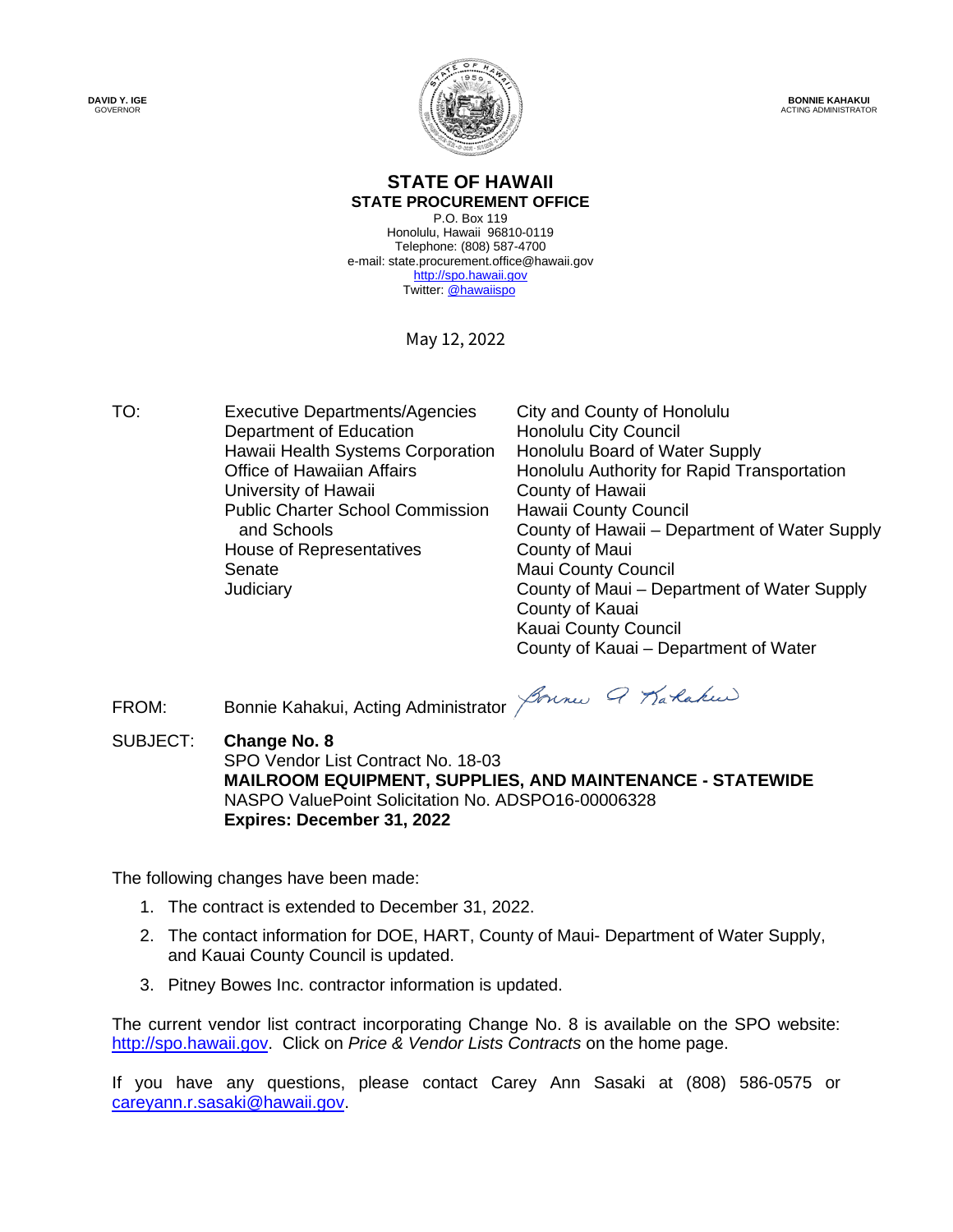**DAVID Y. IGE**
GOVERNOR

**BONNIE KAHAKUI**
ACTING ADMINISTRATOR

# STATE OF HAWAII
## STATE PROCUREMENT OFFICE

P.O. Box 119
Honolulu, Hawaii 96810-0119
Telephone: (808) 587-4700
e-mail: state.procurement.office@hawaii.gov
http://spo.hawaii.gov
Twitter: @hawaiispo

May 12, 2022

TO:

Executive Departments/Agencies
Department of Education
Hawaii Health Systems Corporation
Office of Hawaiian Affairs
University of Hawaii
Public Charter School Commission and Schools
House of Representatives
Senate
Judiciary
City and County of Honolulu
Honolulu City Council
Honolulu Board of Water Supply
Honolulu Authority for Rapid Transportation
County of Hawaii
Hawaii County Council
County of Hawaii – Department of Water Supply
County of Maui
Maui County Council
County of Maui – Department of Water Supply
County of Kauai
Kauai County Council
County of Kauai – Department of Water

FROM: Bonnie Kahakui, Acting Administrator

SUBJECT: **Change No. 8**
SPO Vendor List Contract No. 18-03
**MAILROOM EQUIPMENT, SUPPLIES, AND MAINTENANCE - STATEWIDE**
NASPO ValuePoint Solicitation No. ADSPO16-00006328
**Expires: December 31, 2022**

The following changes have been made:

1. The contract is extended to December 31, 2022.
2. The contact information for DOE, HART, County of Maui- Department of Water Supply, and Kauai County Council is updated.
3. Pitney Bowes Inc. contractor information is updated.

The current vendor list contract incorporating Change No. 8 is available on the SPO website: http://spo.hawaii.gov. Click on *Price & Vendor Lists Contracts* on the home page.

If you have any questions, please contact Carey Ann Sasaki at (808) 586-0575 or careyann.r.sasaki@hawaii.gov.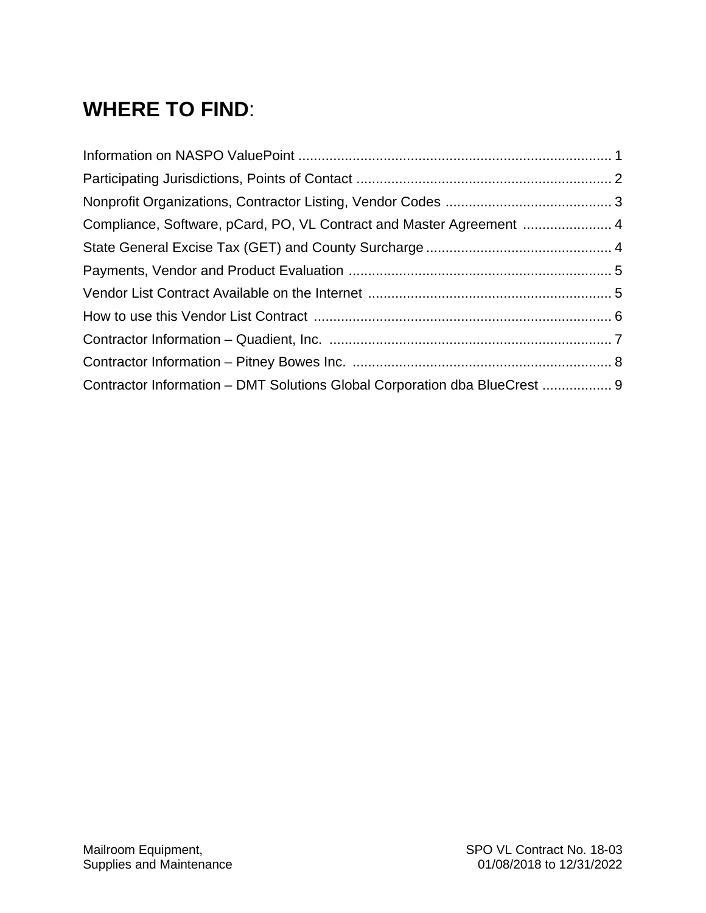# WHERE TO FIND:

| | |
|---|---|
| Information on NASPO ValuePoint | 1 |
| Participating Jurisdictions, Points of Contact | 2 |
| Nonprofit Organizations, Contractor Listing, Vendor Codes | 3 |
| Compliance, Software, pCard, PO, VL Contract and Master Agreement | 4 |
| State General Excise Tax (GET) and County Surcharge | 4 |
| Payments, Vendor and Product Evaluation | 5 |
| Vendor List Contract Available on the Internet | 5 |
| How to use this Vendor List Contract | 6 |
| Contractor Information – Quadient, Inc. | 7 |
| Contractor Information – Pitney Bowes Inc. | 8 |
| Contractor Information – DMT Solutions Global Corporation dba BlueCrest | 9 |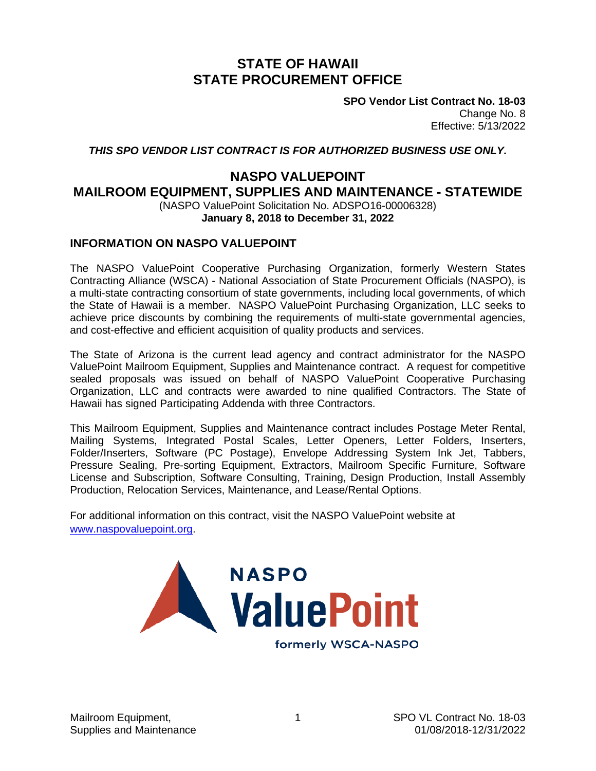# STATE OF HAWAII
# STATE PROCUREMENT OFFICE

**SPO Vendor List Contract No. 18-03**
Change No. 8
Effective: 5/13/2022

***THIS SPO VENDOR LIST CONTRACT IS FOR AUTHORIZED BUSINESS USE ONLY.***

## NASPO VALUEPOINT
## MAILROOM EQUIPMENT, SUPPLIES AND MAINTENANCE - STATEWIDE

(NASPO ValuePoint Solicitation No. ADSPO16-00006328)
**January 8, 2018 to December 31, 2022**

### INFORMATION ON NASPO VALUEPOINT

The NASPO ValuePoint Cooperative Purchasing Organization, formerly Western States Contracting Alliance (WSCA) - National Association of State Procurement Officials (NASPO), is a multi-state contracting consortium of state governments, including local governments, of which the State of Hawaii is a member. NASPO ValuePoint Purchasing Organization, LLC seeks to achieve price discounts by combining the requirements of multi-state governmental agencies, and cost-effective and efficient acquisition of quality products and services.

The State of Arizona is the current lead agency and contract administrator for the NASPO ValuePoint Mailroom Equipment, Supplies and Maintenance contract. A request for competitive sealed proposals was issued on behalf of NASPO ValuePoint Cooperative Purchasing Organization, LLC and contracts were awarded to nine qualified Contractors. The State of Hawaii has signed Participating Addenda with three Contractors.

This Mailroom Equipment, Supplies and Maintenance contract includes Postage Meter Rental, Mailing Systems, Integrated Postal Scales, Letter Openers, Letter Folders, Inserters, Folder/Inserters, Software (PC Postage), Envelope Addressing System Ink Jet, Tabbers, Pressure Sealing, Pre-sorting Equipment, Extractors, Mailroom Specific Furniture, Software License and Subscription, Software Consulting, Training, Design Production, Install Assembly Production, Relocation Services, Maintenance, and Lease/Rental Options.

For additional information on this contract, visit the NASPO ValuePoint website at www.naspovaluepoint.org.

NASPO ValuePoint
formerly WSCA-NASPO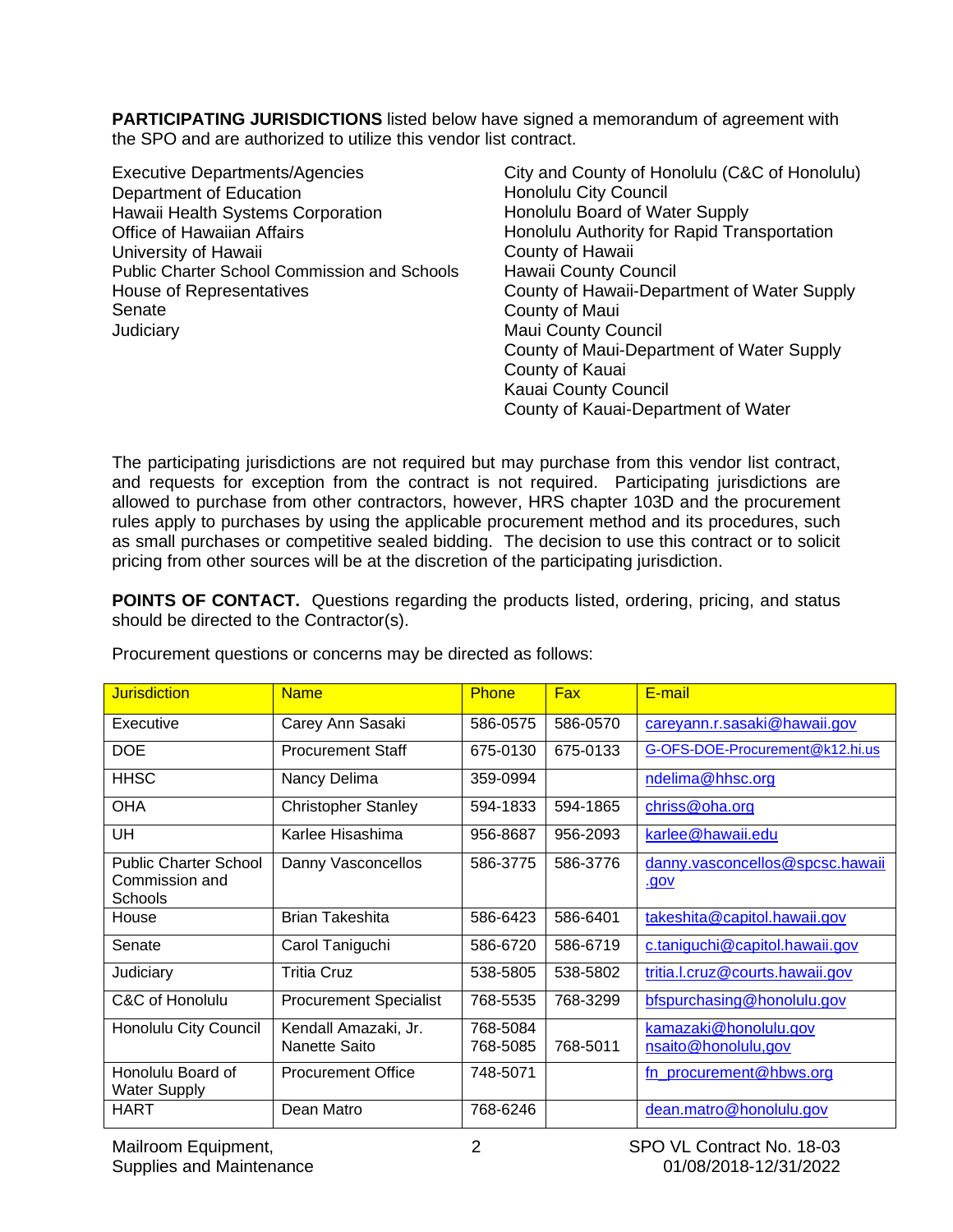**PARTICIPATING JURISDICTIONS** listed below have signed a memorandum of agreement with the SPO and are authorized to utilize this vendor list contract.

Executive Departments/Agencies
Department of Education
Hawaii Health Systems Corporation
Office of Hawaiian Affairs
University of Hawaii
Public Charter School Commission and Schools
House of Representatives
Senate
Judiciary

City and County of Honolulu (C&C of Honolulu)
Honolulu City Council
Honolulu Board of Water Supply
Honolulu Authority for Rapid Transportation
County of Hawaii
Hawaii County Council
County of Hawaii-Department of Water Supply
County of Maui
Maui County Council
County of Maui-Department of Water Supply
County of Kauai
Kauai County Council
County of Kauai-Department of Water

The participating jurisdictions are not required but may purchase from this vendor list contract, and requests for exception from the contract is not required. Participating jurisdictions are allowed to purchase from other contractors, however, HRS chapter 103D and the procurement rules apply to purchases by using the applicable procurement method and its procedures, such as small purchases or competitive sealed bidding. The decision to use this contract or to solicit pricing from other sources will be at the discretion of the participating jurisdiction.

**POINTS OF CONTACT.** Questions regarding the products listed, ordering, pricing, and status should be directed to the Contractor(s).

Procurement questions or concerns may be directed as follows:

| Jurisdiction | Name | Phone | Fax | E-mail |
|---|---|---|---|---|
| Executive | Carey Ann Sasaki | 586-0575 | 586-0570 | careyann.r.sasaki@hawaii.gov |
| DOE | Procurement Staff | 675-0130 | 675-0133 | G-OFS-DOE-Procurement@k12.hi.us |
| HHSC | Nancy Delima | 359-0994 | | ndelima@hhsc.org |
| OHA | Christopher Stanley | 594-1833 | 594-1865 | chriss@oha.org |
| UH | Karlee Hisashima | 956-8687 | 956-2093 | karlee@hawaii.edu |
| Public Charter School Commission and Schools | Danny Vasconcellos | 586-3775 | 586-3776 | danny.vasconcellos@spcsc.hawaii.gov |
| House | Brian Takeshita | 586-6423 | 586-6401 | takeshita@capitol.hawaii.gov |
| Senate | Carol Taniguchi | 586-6720 | 586-6719 | c.taniguchi@capitol.hawaii.gov |
| Judiciary | Tritia Cruz | 538-5805 | 538-5802 | tritia.l.cruz@courts.hawaii.gov |
| C&C of Honolulu | Procurement Specialist | 768-5535 | 768-3299 | bfspurchasing@honolulu.gov |
| Honolulu City Council | Kendall Amazaki, Jr.<br>Nanette Saito | 768-5084<br>768-5085 | 768-5011 | kamazaki@honolulu.gov<br>nsaito@honolulu,gov |
| Honolulu Board of Water Supply | Procurement Office | 748-5071 | | fn_procurement@hbws.org |
| HART | Dean Matro | 768-6246 | | dean.matro@honolulu.gov |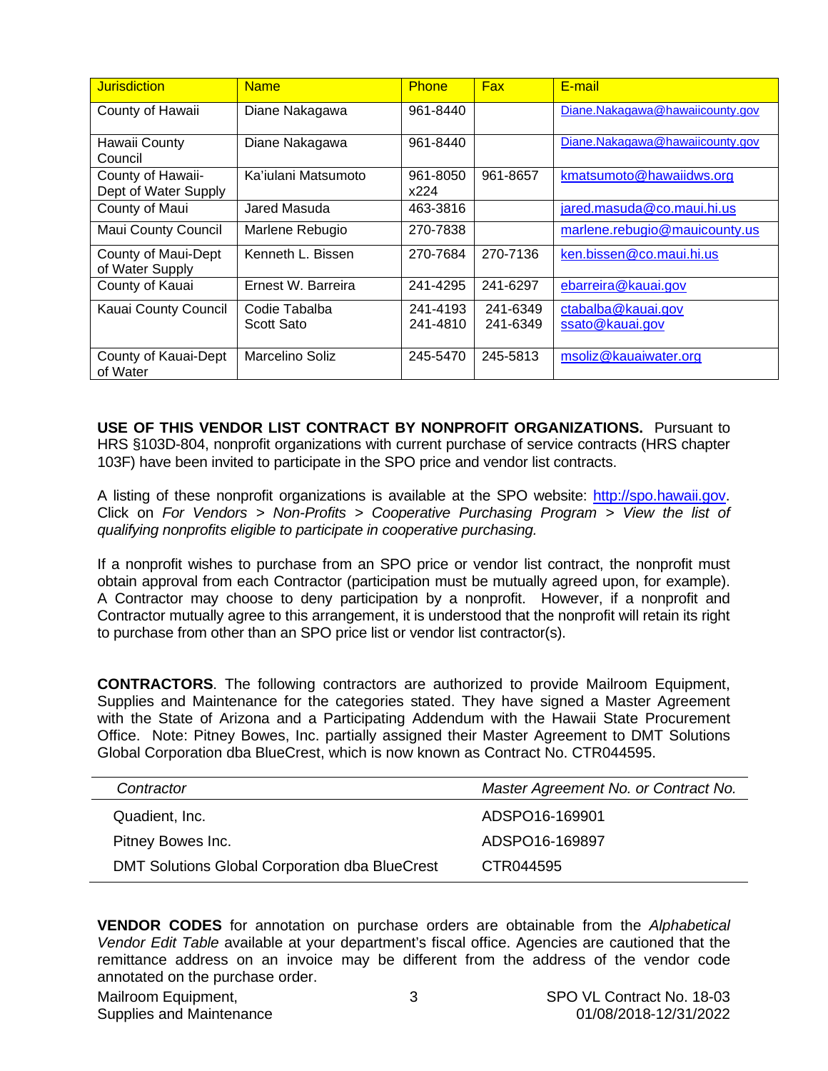| Jurisdiction | Name | Phone | Fax | E-mail |
|---|---|---|---|---|
| County of Hawaii | Diane Nakagawa | 961-8440 | | Diane.Nakagawa@hawaiicounty.gov |
| Hawaii County Council | Diane Nakagawa | 961-8440 | | Diane.Nakagawa@hawaiicounty.gov |
| County of Hawaii-Dept of Water Supply | Ka'iulani Matsumoto | 961-8050 x224 | 961-8657 | kmatsumoto@hawaiidws.org |
| County of Maui | Jared Masuda | 463-3816 | | jared.masuda@co.maui.hi.us |
| Maui County Council | Marlene Rebugio | 270-7838 | | marlene.rebugio@mauicounty.us |
| County of Maui-Dept of Water Supply | Kenneth L. Bissen | 270-7684 | 270-7136 | ken.bissen@co.maui.hi.us |
| County of Kauai | Ernest W. Barreira | 241-4295 | 241-6297 | ebarreira@kauai.gov |
| Kauai County Council | Codie Tabalba<br>Scott Sato | 241-4193<br>241-4810 | 241-6349<br>241-6349 | ctabalba@kauai.gov<br>ssato@kauai.gov |
| County of Kauai-Dept of Water | Marcelino Soliz | 245-5470 | 245-5813 | msoliz@kauaiwater.org |

**USE OF THIS VENDOR LIST CONTRACT BY NONPROFIT ORGANIZATIONS.** Pursuant to HRS §103D-804, nonprofit organizations with current purchase of service contracts (HRS chapter 103F) have been invited to participate in the SPO price and vendor list contracts.

A listing of these nonprofit organizations is available at the SPO website: http://spo.hawaii.gov. Click on *For Vendors > Non-Profits > Cooperative Purchasing Program > View the list of qualifying nonprofits eligible to participate in cooperative purchasing.*

If a nonprofit wishes to purchase from an SPO price or vendor list contract, the nonprofit must obtain approval from each Contractor (participation must be mutually agreed upon, for example). A Contractor may choose to deny participation by a nonprofit. However, if a nonprofit and Contractor mutually agree to this arrangement, it is understood that the nonprofit will retain its right to purchase from other than an SPO price list or vendor list contractor(s).

**CONTRACTORS**. The following contractors are authorized to provide Mailroom Equipment, Supplies and Maintenance for the categories stated. They have signed a Master Agreement with the State of Arizona and a Participating Addendum with the Hawaii State Procurement Office. Note: Pitney Bowes, Inc. partially assigned their Master Agreement to DMT Solutions Global Corporation dba BlueCrest, which is now known as Contract No. CTR044595.

| *Contractor* | *Master Agreement No. or Contract No.* |
|---|---|
| Quadient, Inc. | ADSPO16-169901 |
| Pitney Bowes Inc. | ADSPO16-169897 |
| DMT Solutions Global Corporation dba BlueCrest | CTR044595 |

**VENDOR CODES** for annotation on purchase orders are obtainable from the *Alphabetical Vendor Edit Table* available at your department's fiscal office. Agencies are cautioned that the remittance address on an invoice may be different from the address of the vendor code annotated on the purchase order.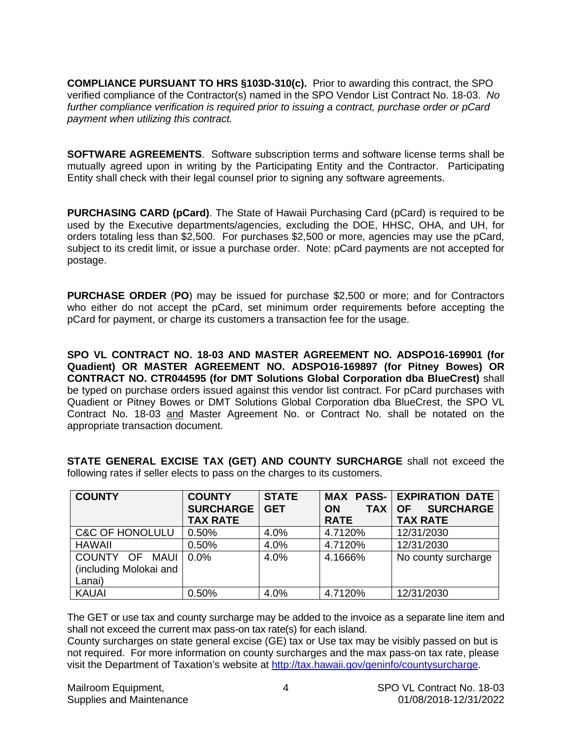**COMPLIANCE PURSUANT TO HRS §103D-310(c).** Prior to awarding this contract, the SPO verified compliance of the Contractor(s) named in the SPO Vendor List Contract No. 18-03. *No further compliance verification is required prior to issuing a contract, purchase order or pCard payment when utilizing this contract.*

**SOFTWARE AGREEMENTS**. Software subscription terms and software license terms shall be mutually agreed upon in writing by the Participating Entity and the Contractor. Participating Entity shall check with their legal counsel prior to signing any software agreements.

**PURCHASING CARD (pCard)**. The State of Hawaii Purchasing Card (pCard) is required to be used by the Executive departments/agencies, excluding the DOE, HHSC, OHA, and UH, for orders totaling less than $2,500. For purchases $2,500 or more, agencies may use the pCard, subject to its credit limit, or issue a purchase order. Note: pCard payments are not accepted for postage.

**PURCHASE ORDER** (**PO**) may be issued for purchase $2,500 or more; and for Contractors who either do not accept the pCard, set minimum order requirements before accepting the pCard for payment, or charge its customers a transaction fee for the usage.

**SPO VL CONTRACT NO. 18-03 AND MASTER AGREEMENT NO. ADSPO16-169901 (for Quadient) OR MASTER AGREEMENT NO. ADSPO16-169897 (for Pitney Bowes) OR CONTRACT NO. CTR044595 (for DMT Solutions Global Corporation dba BlueCrest)** shall be typed on purchase orders issued against this vendor list contract. For pCard purchases with Quadient or Pitney Bowes or DMT Solutions Global Corporation dba BlueCrest, the SPO VL Contract No. 18-03 and Master Agreement No. or Contract No. shall be notated on the appropriate transaction document.

**STATE GENERAL EXCISE TAX (GET) AND COUNTY SURCHARGE** shall not exceed the following rates if seller elects to pass on the charges to its customers.

| COUNTY | COUNTY SURCHARGE TAX RATE | STATE GET | MAX PASS-ON TAX RATE | EXPIRATION DATE OF SURCHARGE TAX RATE |
|---|---|---|---|---|
| C&C OF HONOLULU | 0.50% | 4.0% | 4.7120% | 12/31/2030 |
| HAWAII | 0.50% | 4.0% | 4.7120% | 12/31/2030 |
| COUNTY OF MAUI (including Molokai and Lanai) | 0.0% | 4.0% | 4.1666% | No county surcharge |
| KAUAI | 0.50% | 4.0% | 4.7120% | 12/31/2030 |

The GET or use tax and county surcharge may be added to the invoice as a separate line item and shall not exceed the current max pass-on tax rate(s) for each island.
County surcharges on state general excise (GE) tax or Use tax may be visibly passed on but is not required. For more information on county surcharges and the max pass-on tax rate, please visit the Department of Taxation's website at http://tax.hawaii.gov/geninfo/countysurcharge.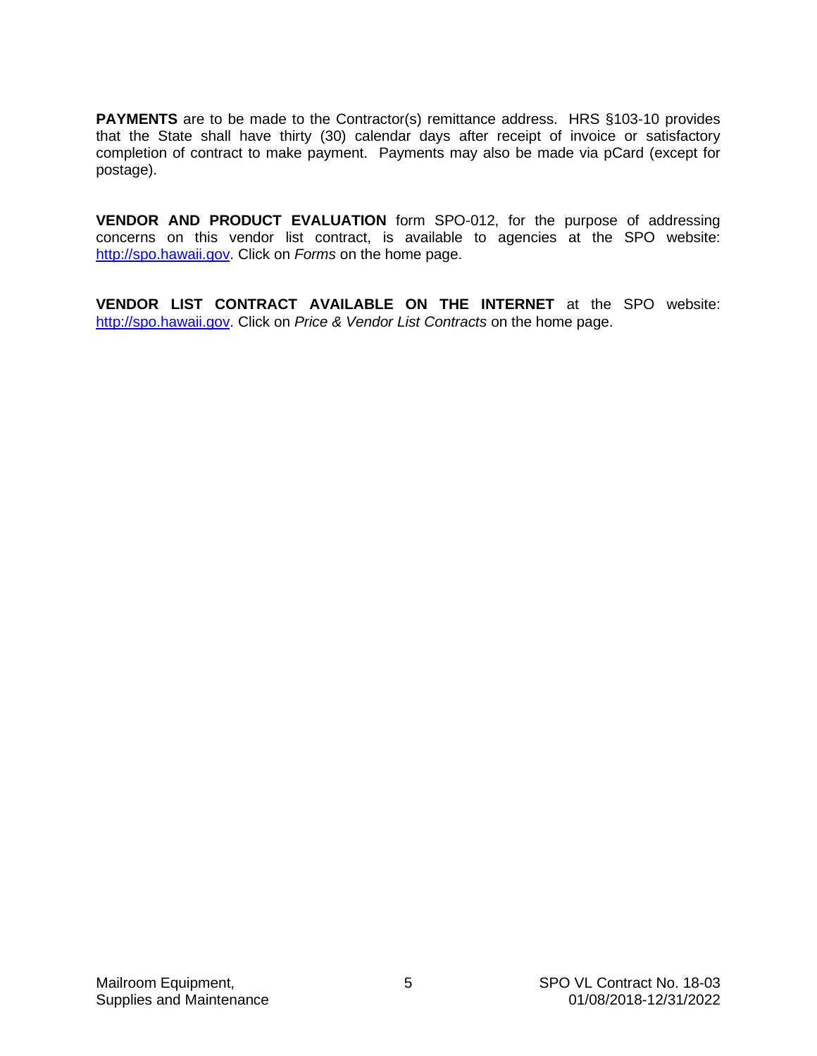**PAYMENTS** are to be made to the Contractor(s) remittance address. HRS §103-10 provides that the State shall have thirty (30) calendar days after receipt of invoice or satisfactory completion of contract to make payment. Payments may also be made via pCard (except for postage).

**VENDOR AND PRODUCT EVALUATION** form SPO-012, for the purpose of addressing concerns on this vendor list contract, is available to agencies at the SPO website: [http://spo.hawaii.gov](http://spo.hawaii.gov). Click on *Forms* on the home page.

**VENDOR LIST CONTRACT AVAILABLE ON THE INTERNET** at the SPO website: [http://spo.hawaii.gov](http://spo.hawaii.gov). Click on *Price & Vendor List Contracts* on the home page.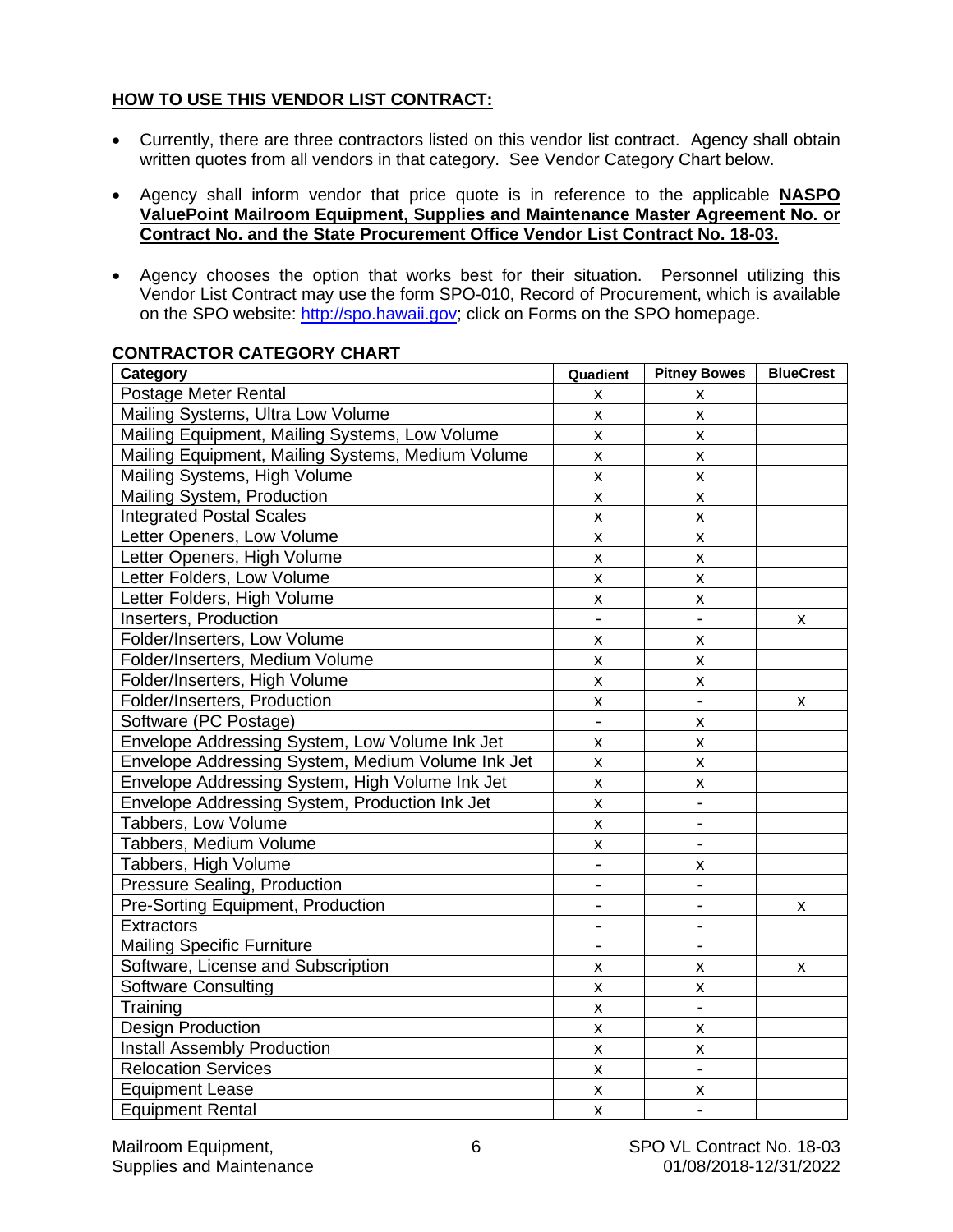**HOW TO USE THIS VENDOR LIST CONTRACT:**

- Currently, there are three contractors listed on this vendor list contract. Agency shall obtain written quotes from all vendors in that category. See Vendor Category Chart below.
- Agency shall inform vendor that price quote is in reference to the applicable **NASPO ValuePoint Mailroom Equipment, Supplies and Maintenance Master Agreement No. or Contract No. and the State Procurement Office Vendor List Contract No. 18-03.**
- Agency chooses the option that works best for their situation. Personnel utilizing this Vendor List Contract may use the form SPO-010, Record of Procurement, which is available on the SPO website: http://spo.hawaii.gov; click on Forms on the SPO homepage.

**CONTRACTOR CATEGORY CHART**

| Category | Quadient | Pitney Bowes | BlueCrest |
|---|---|---|---|
| Postage Meter Rental | x | x | |
| Mailing Systems, Ultra Low Volume | x | x | |
| Mailing Equipment, Mailing Systems, Low Volume | x | x | |
| Mailing Equipment, Mailing Systems, Medium Volume | x | x | |
| Mailing Systems, High Volume | x | x | |
| Mailing System, Production | x | x | |
| Integrated Postal Scales | x | x | |
| Letter Openers, Low Volume | x | x | |
| Letter Openers, High Volume | x | x | |
| Letter Folders, Low Volume | x | x | |
| Letter Folders, High Volume | x | x | |
| Inserters, Production | - | - | x |
| Folder/Inserters, Low Volume | x | x | |
| Folder/Inserters, Medium Volume | x | x | |
| Folder/Inserters, High Volume | x | x | |
| Folder/Inserters, Production | x | - | x |
| Software (PC Postage) | - | x | |
| Envelope Addressing System, Low Volume Ink Jet | x | x | |
| Envelope Addressing System, Medium Volume Ink Jet | x | x | |
| Envelope Addressing System, High Volume Ink Jet | x | x | |
| Envelope Addressing System, Production Ink Jet | x | - | |
| Tabbers, Low Volume | x | - | |
| Tabbers, Medium Volume | x | - | |
| Tabbers, High Volume | - | x | |
| Pressure Sealing, Production | - | - | |
| Pre-Sorting Equipment, Production | - | - | x |
| Extractors | - | - | |
| Mailing Specific Furniture | - | - | |
| Software, License and Subscription | x | x | x |
| Software Consulting | x | x | |
| Training | x | - | |
| Design Production | x | x | |
| Install Assembly Production | x | x | |
| Relocation Services | x | - | |
| Equipment Lease | x | x | |
| Equipment Rental | x | - | |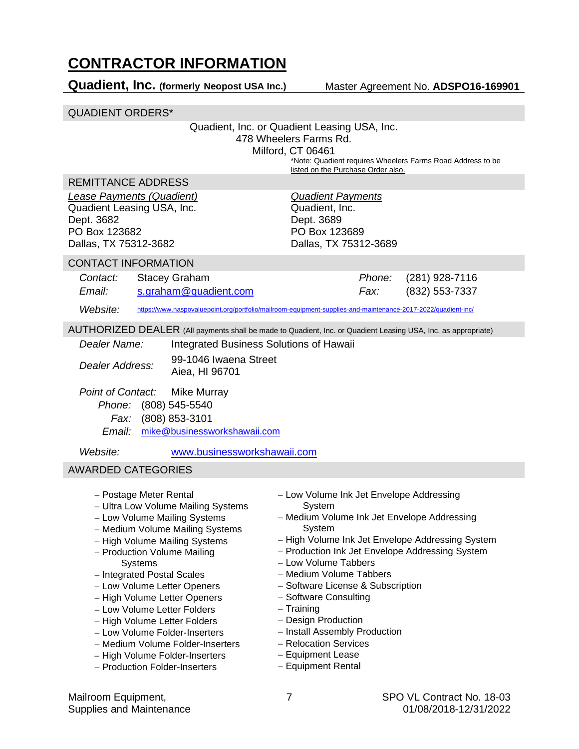# CONTRACTOR INFORMATION

**Quadient, Inc. (formerly Neopost USA Inc.)** Master Agreement No. **ADSPO16-169901**

## QUADIENT ORDERS*

Quadient, Inc. or Quadient Leasing USA, Inc.
478 Wheelers Farms Rd.
Milford, CT 06461

*Note: Quadient requires Wheelers Farms Road Address to be listed on the Purchase Order also.

## REMITTANCE ADDRESS

*Lease Payments (Quadient)*
Quadient Leasing USA, Inc.
Dept. 3682
PO Box 123682
Dallas, TX 75312-3682

*Quadient Payments*
Quadient, Inc.
Dept. 3689
PO Box 123689
Dallas, TX 75312-3689

## CONTACT INFORMATION

*Contact:* Stacey Graham
*Email:* s.graham@quadient.com
*Phone:* (281) 928-7116
*Fax:* (832) 553-7337

*Website:* https://www.naspovaluepoint.org/portfolio/mailroom-equipment-supplies-and-maintenance-2017-2022/quadient-inc/

## AUTHORIZED DEALER (All payments shall be made to Quadient, Inc. or Quadient Leasing USA, Inc. as appropriate)

*Dealer Name:* Integrated Business Solutions of Hawaii

*Dealer Address:* 99-1046 Iwaena Street
Aiea, HI 96701

*Point of Contact:* Mike Murray
*Phone:* (808) 545-5540
*Fax:* (808) 853-3101
*Email:* mike@businessworkshawaii.com

*Website:* www.businessworkshawaii.com

## AWARDED CATEGORIES

- Postage Meter Rental
- Ultra Low Volume Mailing Systems
- Low Volume Mailing Systems
- Medium Volume Mailing Systems
- High Volume Mailing Systems
- Production Volume Mailing Systems
- Integrated Postal Scales
- Low Volume Letter Openers
- High Volume Letter Openers
- Low Volume Letter Folders
- High Volume Letter Folders
- Low Volume Folder-Inserters
- Medium Volume Folder-Inserters
- High Volume Folder-Inserters
- Production Folder-Inserters
- Low Volume Ink Jet Envelope Addressing System
- Medium Volume Ink Jet Envelope Addressing System
- High Volume Ink Jet Envelope Addressing System
- Production Ink Jet Envelope Addressing System
- Low Volume Tabbers
- Medium Volume Tabbers
- Software License & Subscription
- Software Consulting
- Training
- Design Production
- Install Assembly Production
- Relocation Services
- Equipment Lease
- Equipment Rental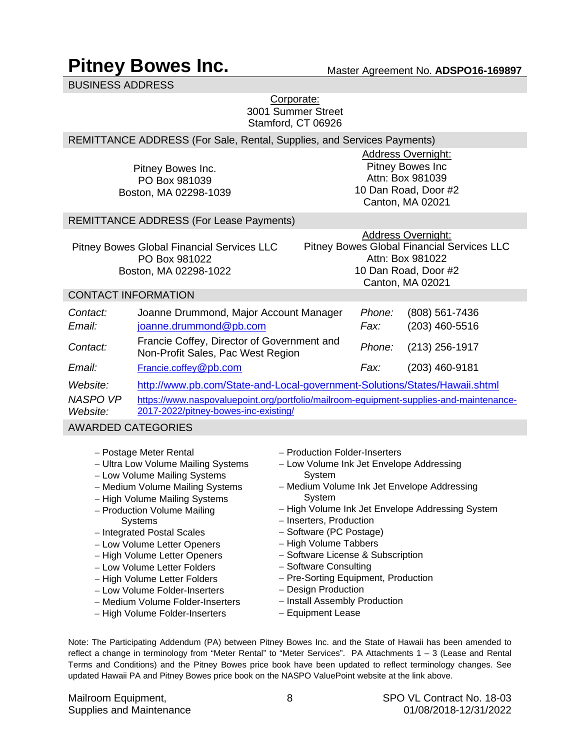# Pitney Bowes Inc.

Master Agreement No. **ADSPO16-169897**

## BUSINESS ADDRESS

Corporate:
3001 Summer Street
Stamford, CT 06926

## REMITTANCE ADDRESS (For Sale, Rental, Supplies, and Services Payments)

Pitney Bowes Inc.
PO Box 981039
Boston, MA 02298-1039

Address Overnight:
Pitney Bowes Inc
Attn: Box 981039
10 Dan Road, Door #2
Canton, MA 02021

## REMITTANCE ADDRESS (For Lease Payments)

Pitney Bowes Global Financial Services LLC
PO Box 981022
Boston, MA 02298-1022

Address Overnight:
Pitney Bowes Global Financial Services LLC
Attn: Box 981022
10 Dan Road, Door #2
Canton, MA 02021

## CONTACT INFORMATION

| | | | |
|---|---|---|---|
| *Contact:* | Joanne Drummond, Major Account Manager | *Phone:* | (808) 561-7436 |
| *Email:* | joanne.drummond@pb.com | *Fax:* | (203) 460-5516 |
| *Contact:* | Francie Coffey, Director of Government and Non-Profit Sales, Pac West Region | *Phone:* | (213) 256-1917 |
| *Email:* | Francie.coffey@pb.com | *Fax:* | (203) 460-9181 |
| *Website:* | http://www.pb.com/State-and-Local-government-Solutions/States/Hawaii.shtml | | |
| *NASPO VP Website:* | https://www.naspovaluepoint.org/portfolio/mailroom-equipment-supplies-and-maintenance-2017-2022/pitney-bowes-inc-existing/ | | |

## AWARDED CATEGORIES

- Postage Meter Rental
- Ultra Low Volume Mailing Systems
- Low Volume Mailing Systems
- Medium Volume Mailing Systems
- High Volume Mailing Systems
- Production Volume Mailing Systems
- Integrated Postal Scales
- Low Volume Letter Openers
- High Volume Letter Openers
- Low Volume Letter Folders
- High Volume Letter Folders
- Low Volume Folder-Inserters
- Medium Volume Folder-Inserters
- High Volume Folder-Inserters
- Production Folder-Inserters
- Low Volume Ink Jet Envelope Addressing System
- Medium Volume Ink Jet Envelope Addressing System
- High Volume Ink Jet Envelope Addressing System
- Inserters, Production
- Software (PC Postage)
- High Volume Tabbers
- Software License & Subscription
- Software Consulting
- Pre-Sorting Equipment, Production
- Design Production
- Install Assembly Production
- Equipment Lease

Note: The Participating Addendum (PA) between Pitney Bowes Inc. and the State of Hawaii has been amended to reflect a change in terminology from "Meter Rental" to "Meter Services". PA Attachments 1 – 3 (Lease and Rental Terms and Conditions) and the Pitney Bowes price book have been updated to reflect terminology changes. See updated Hawaii PA and Pitney Bowes price book on the NASPO ValuePoint website at the link above.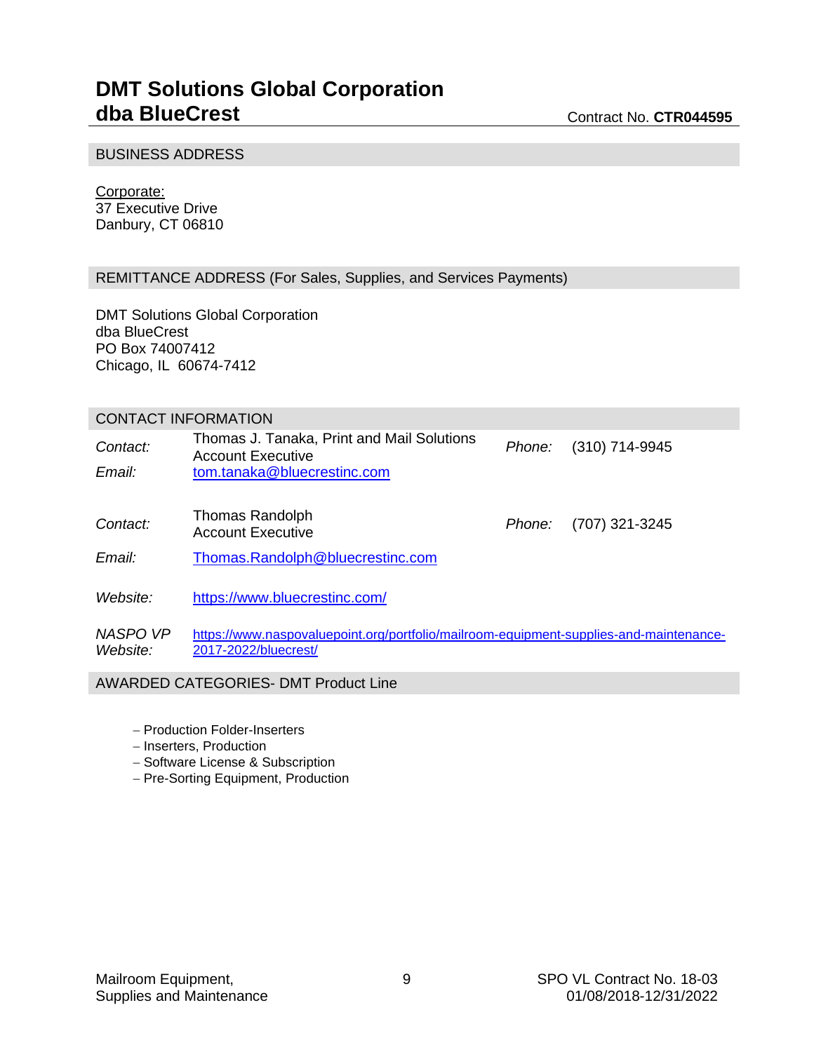# DMT Solutions Global Corporation dba BlueCrest

Contract No. **CTR044595**

## BUSINESS ADDRESS

Corporate:
37 Executive Drive
Danbury, CT 06810

## REMITTANCE ADDRESS (For Sales, Supplies, and Services Payments)

DMT Solutions Global Corporation
dba BlueCrest
PO Box 74007412
Chicago, IL 60674-7412

## CONTACT INFORMATION

| | | | |
|---|---|---|---|
| *Contact:* | Thomas J. Tanaka, Print and Mail Solutions Account Executive | *Phone:* | (310) 714-9945 |
| *Email:* | tom.tanaka@bluecrestinc.com | | |
| *Contact:* | Thomas Randolph Account Executive | *Phone:* | (707) 321-3245 |
| *Email:* | Thomas.Randolph@bluecrestinc.com | | |
| *Website:* | https://www.bluecrestinc.com/ | | |
| *NASPO VP Website:* | https://www.naspovaluepoint.org/portfolio/mailroom-equipment-supplies-and-maintenance-2017-2022/bluecrest/ | | |

## AWARDED CATEGORIES- DMT Product Line

- Production Folder-Inserters
- Inserters, Production
- Software License & Subscription
- Pre-Sorting Equipment, Production